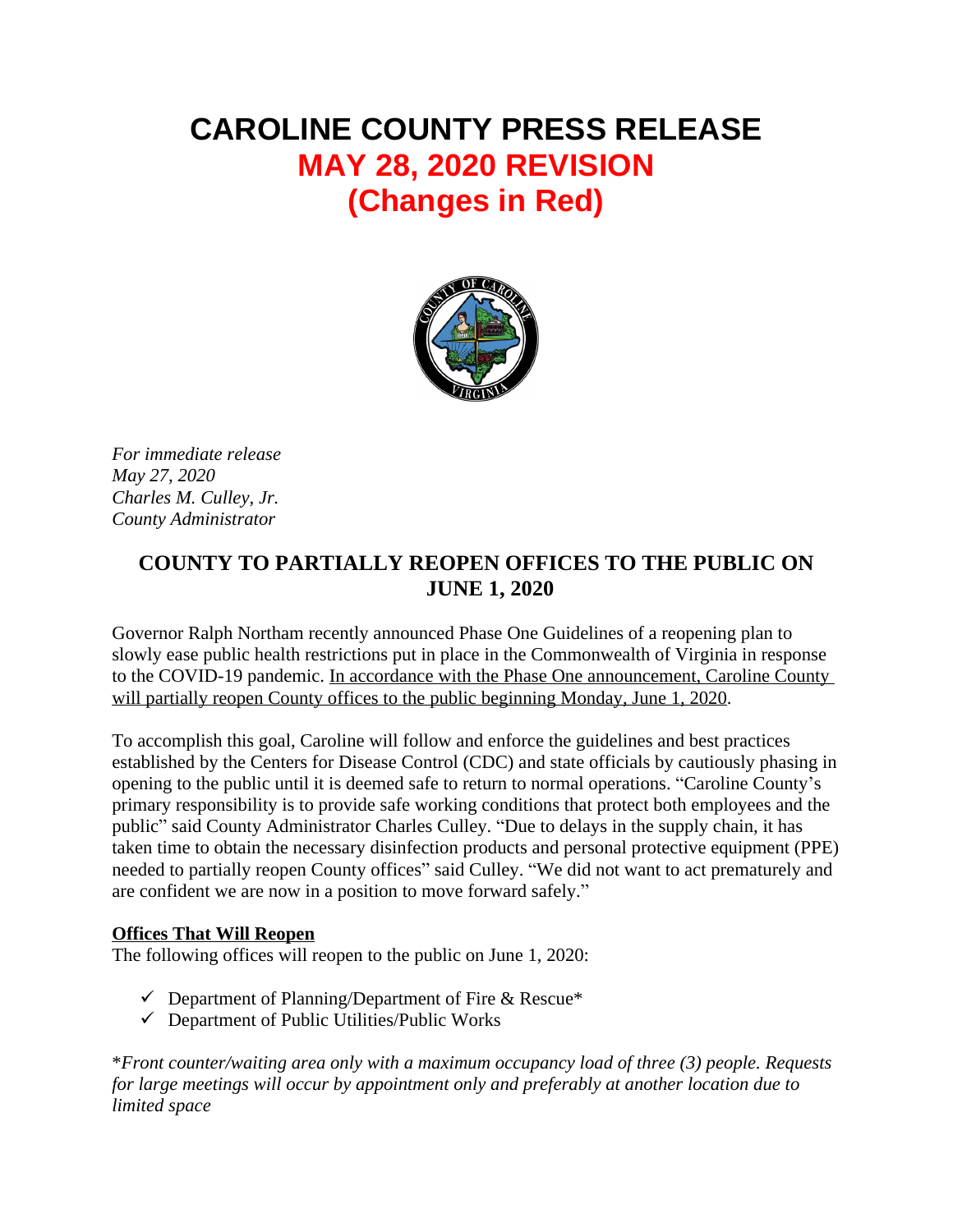# CAROLINE COUNTY PRESS RELEASE

## MAY 28, 2020 REVISION
## (Changes in Red)

*For immediate release*
*May 27, 2020*
*Charles M. Culley, Jr.*
*County Administrator*

## COUNTY TO PARTIALLY REOPEN OFFICES TO THE PUBLIC ON JUNE 1, 2020

Governor Ralph Northam recently announced Phase One Guidelines of a reopening plan to slowly ease public health restrictions put in place in the Commonwealth of Virginia in response to the COVID-19 pandemic. In accordance with the Phase One announcement, Caroline County will partially reopen County offices to the public beginning Monday, June 1, 2020.

To accomplish this goal, Caroline will follow and enforce the guidelines and best practices established by the Centers for Disease Control (CDC) and state officials by cautiously phasing in opening to the public until it is deemed safe to return to normal operations. "Caroline County's primary responsibility is to provide safe working conditions that protect both employees and the public" said County Administrator Charles Culley. "Due to delays in the supply chain, it has taken time to obtain the necessary disinfection products and personal protective equipment (PPE) needed to partially reopen County offices" said Culley. "We did not want to act prematurely and are confident we are now in a position to move forward safely."

**Offices That Will Reopen**

The following offices will reopen to the public on June 1, 2020:

- ✓ Department of Planning/Department of Fire & Rescue*
- ✓ Department of Public Utilities/Public Works

*\*Front counter/waiting area only with a maximum occupancy load of three (3) people. Requests for large meetings will occur by appointment only and preferably at another location due to limited space*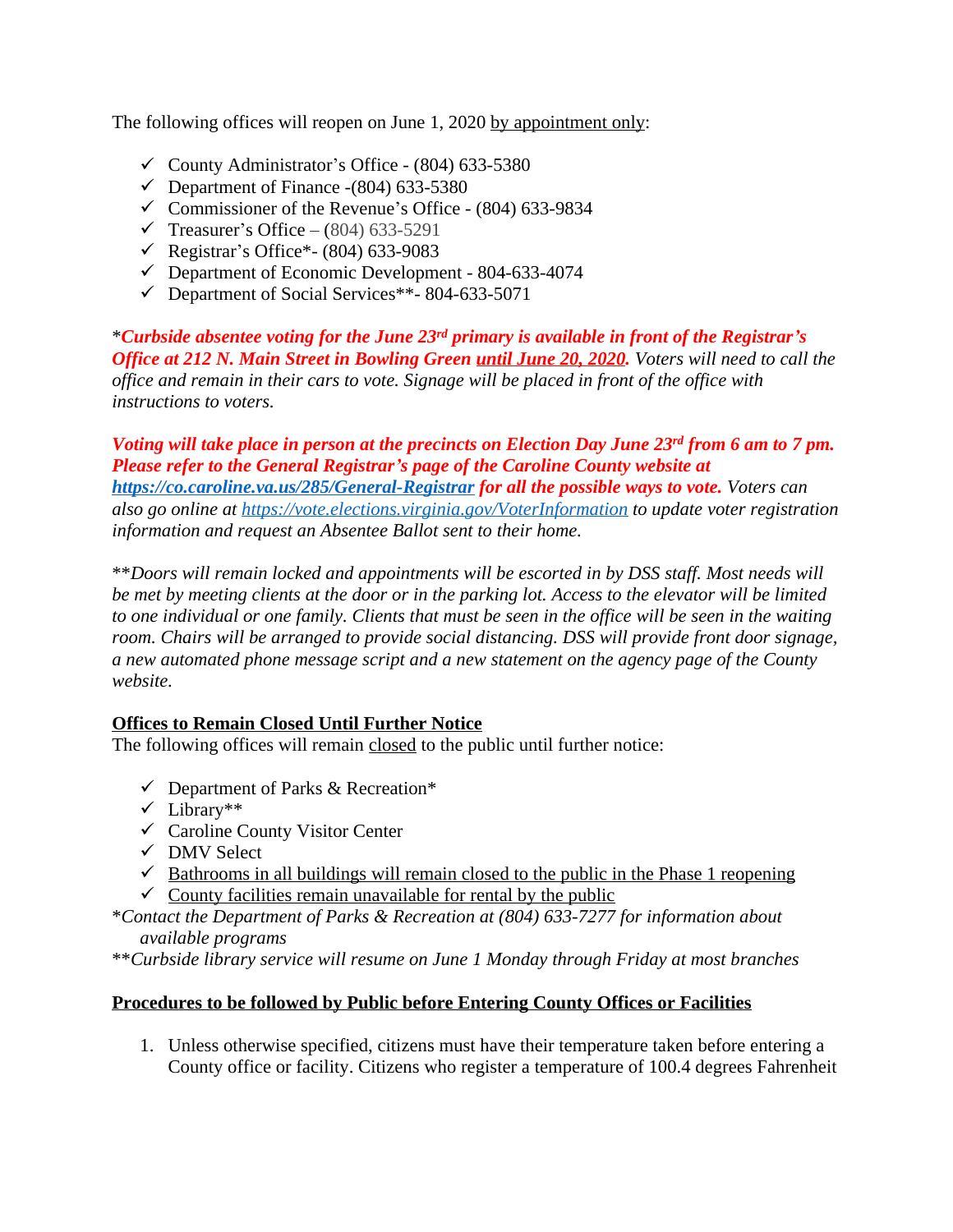The following offices will reopen on June 1, 2020 by appointment only:

- ✓ County Administrator's Office - (804) 633-5380
- ✓ Department of Finance -(804) 633-5380
- ✓ Commissioner of the Revenue's Office - (804) 633-9834
- ✓ Treasurer's Office – (804) 633-5291
- ✓ Registrar's Office*- (804) 633-9083
- ✓ Department of Economic Development - 804-633-4074
- ✓ Department of Social Services**- 804-633-5071

**_*Curbside absentee voting for the June 23rd primary is available in front of the Registrar's Office at 212 N. Main Street in Bowling Green until June 20, 2020._** *Voters will need to call the office and remain in their cars to vote. Signage will be placed in front of the office with instructions to voters.*

**_Voting will take place in person at the precincts on Election Day June 23rd from 6 am to 7 pm. Please refer to the General Registrar's page of the Caroline County website at https://co.caroline.va.us/285/General-Registrar for all the possible ways to vote._** *Voters can also go online at https://vote.elections.virginia.gov/VoterInformation to update voter registration information and request an Absentee Ballot sent to their home.*

*\*\*Doors will remain locked and appointments will be escorted in by DSS staff. Most needs will be met by meeting clients at the door or in the parking lot. Access to the elevator will be limited to one individual or one family. Clients that must be seen in the office will be seen in the waiting room. Chairs will be arranged to provide social distancing. DSS will provide front door signage, a new automated phone message script and a new statement on the agency page of the County website.*

## Offices to Remain Closed Until Further Notice

The following offices will remain closed to the public until further notice:

- ✓ Department of Parks & Recreation*
- ✓ Library**
- ✓ Caroline County Visitor Center
- ✓ DMV Select
- ✓ Bathrooms in all buildings will remain closed to the public in the Phase 1 reopening
- ✓ County facilities remain unavailable for rental by the public

*\*Contact the Department of Parks & Recreation at (804) 633-7277 for information about available programs*

*\*\*Curbside library service will resume on June 1 Monday through Friday at most branches*

## Procedures to be followed by Public before Entering County Offices or Facilities

1. Unless otherwise specified, citizens must have their temperature taken before entering a County office or facility. Citizens who register a temperature of 100.4 degrees Fahrenheit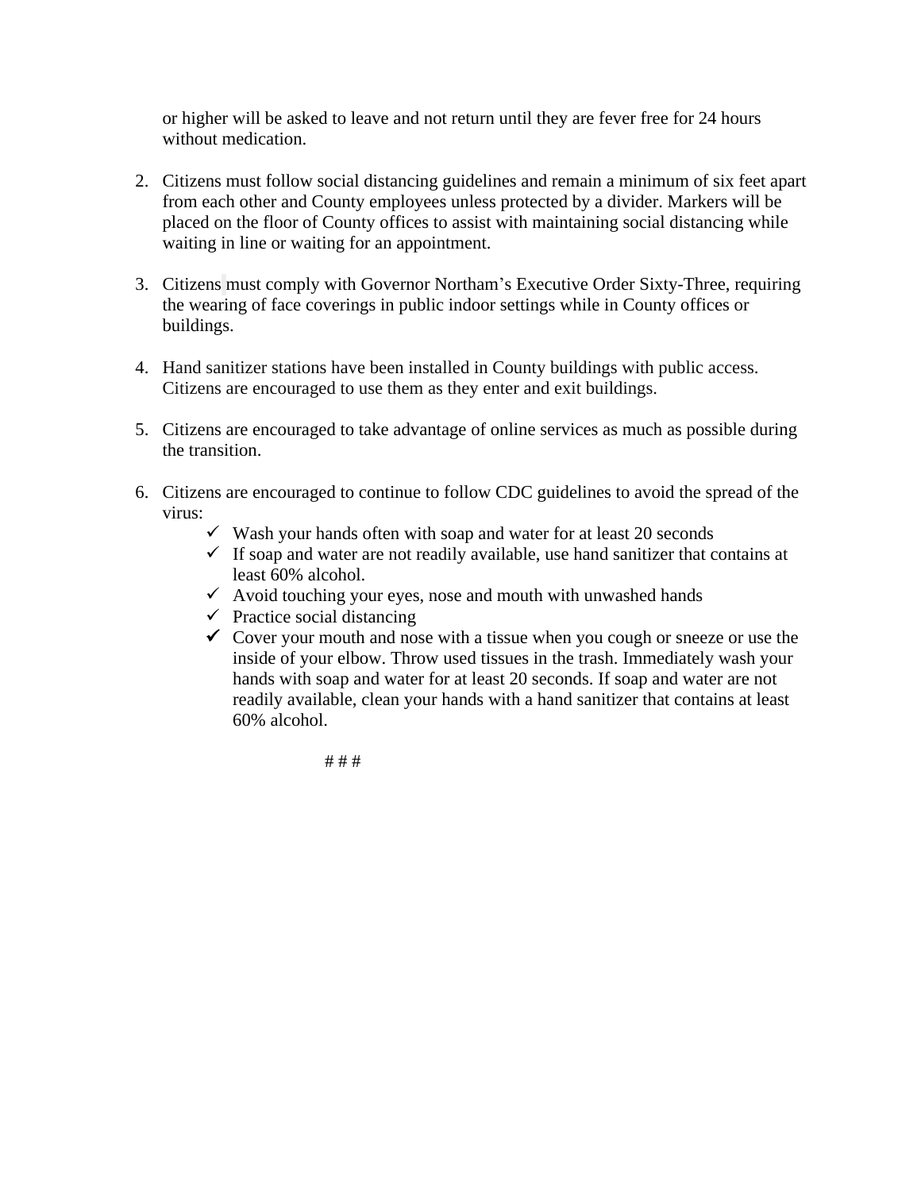or higher will be asked to leave and not return until they are fever free for 24 hours without medication.

2. Citizens must follow social distancing guidelines and remain a minimum of six feet apart from each other and County employees unless protected by a divider. Markers will be placed on the floor of County offices to assist with maintaining social distancing while waiting in line or waiting for an appointment.

3. Citizens must comply with Governor Northam's Executive Order Sixty-Three, requiring the wearing of face coverings in public indoor settings while in County offices or buildings.

4. Hand sanitizer stations have been installed in County buildings with public access. Citizens are encouraged to use them as they enter and exit buildings.

5. Citizens are encouraged to take advantage of online services as much as possible during the transition.

6. Citizens are encouraged to continue to follow CDC guidelines to avoid the spread of the virus:
   - ✓ Wash your hands often with soap and water for at least 20 seconds
   - ✓ If soap and water are not readily available, use hand sanitizer that contains at least 60% alcohol.
   - ✓ Avoid touching your eyes, nose and mouth with unwashed hands
   - ✓ Practice social distancing
   - ✓ Cover your mouth and nose with a tissue when you cough or sneeze or use the inside of your elbow. Throw used tissues in the trash. Immediately wash your hands with soap and water for at least 20 seconds. If soap and water are not readily available, clean your hands with a hand sanitizer that contains at least 60% alcohol.

# # #